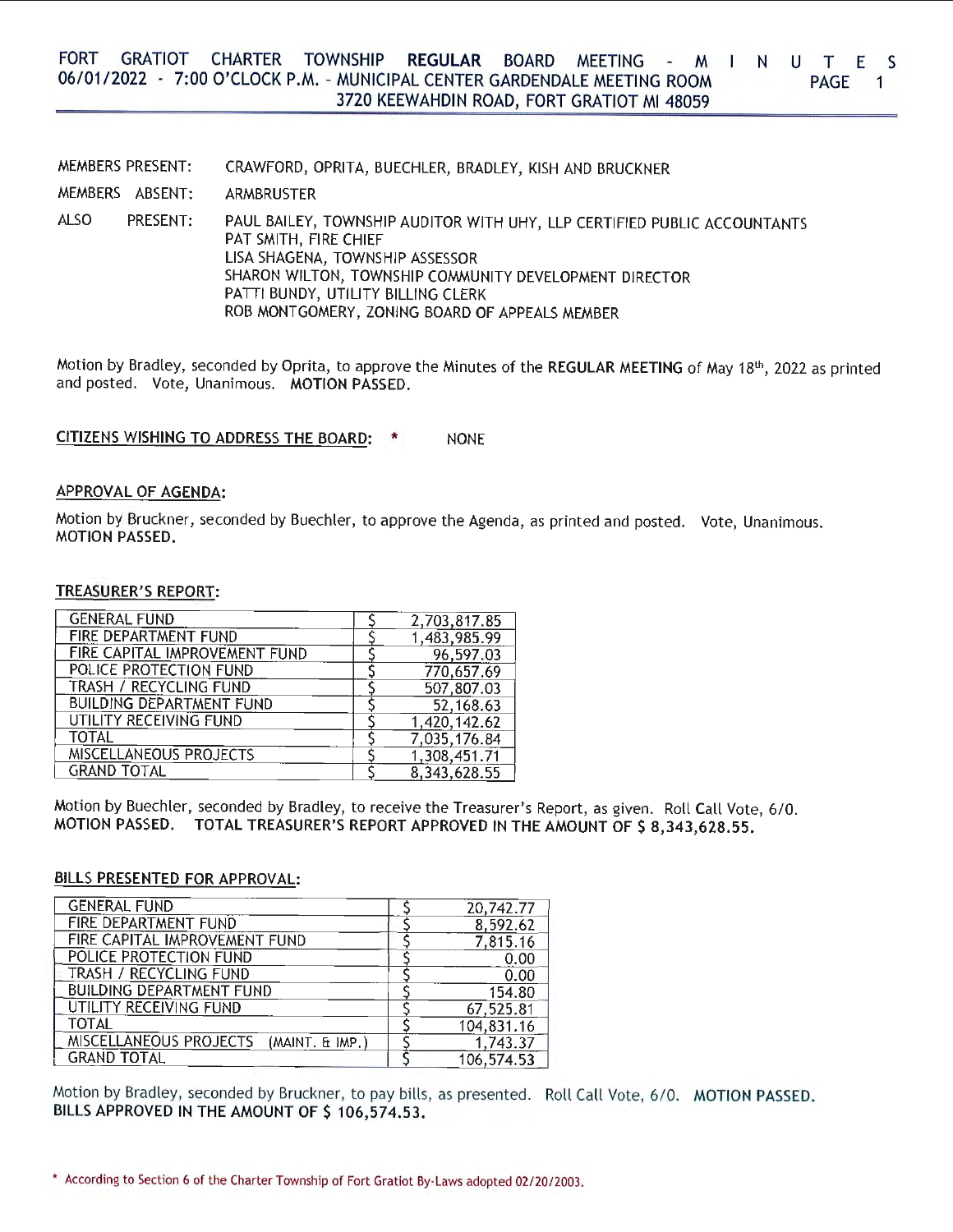# FORT GRATIOT CHARTER TOWNSHIP **REGULAR** BOARD MEETING - MINUTES
## 06/01/2022 - 7:00 O'CLOCK P.M. - MUNICIPAL CENTER GARDENDALE MEETING ROOM
### 3720 KEEWAHDIN ROAD, FORT GRATIOT MI 48059

MEMBERS PRESENT: CRAWFORD, OPRITA, BUECHLER, BRADLEY, KISH AND BRUCKNER

MEMBERS ABSENT: ARMBRUSTER

ALSO PRESENT: PAUL BAILEY, TOWNSHIP AUDITOR WITH UHY, LLP CERTIFIED PUBLIC ACCOUNTANTS
PAT SMITH, FIRE CHIEF
LISA SHAGENA, TOWNSHIP ASSESSOR
SHARON WILTON, TOWNSHIP COMMUNITY DEVELOPMENT DIRECTOR
PATTI BUNDY, UTILITY BILLING CLERK
ROB MONTGOMERY, ZONING BOARD OF APPEALS MEMBER

Motion by Bradley, seconded by Oprita, to approve the Minutes of the **REGULAR MEETING** of May 18th, 2022 as printed and posted. Vote, Unanimous. **MOTION PASSED.**

**CITIZENS WISHING TO ADDRESS THE BOARD:** * NONE

**APPROVAL OF AGENDA:**

Motion by Bruckner, seconded by Buechler, to approve the Agenda, as printed and posted. Vote, Unanimous. **MOTION PASSED.**

**TREASURER'S REPORT:**

| | | |
|---|---|---|
| GENERAL FUND | $ | 2,703,817.85 |
| FIRE DEPARTMENT FUND | $ | 1,483,985.99 |
| FIRE CAPITAL IMPROVEMENT FUND | $ | 96,597.03 |
| POLICE PROTECTION FUND | $ | 770,657.69 |
| TRASH / RECYCLING FUND | $ | 507,807.03 |
| BUILDING DEPARTMENT FUND | $ | 52,168.63 |
| UTILITY RECEIVING FUND | $ | 1,420,142.62 |
| TOTAL | $ | 7,035,176.84 |
| MISCELLANEOUS PROJECTS | $ | 1,308,451.71 |
| GRAND TOTAL | $ | 8,343,628.55 |

Motion by Buechler, seconded by Bradley, to receive the Treasurer's Report, as given. Roll Call Vote, 6/0. **MOTION PASSED. TOTAL TREASURER'S REPORT APPROVED IN THE AMOUNT OF $ 8,343,628.55.**

**BILLS PRESENTED FOR APPROVAL:**

| | | |
|---|---|---|
| GENERAL FUND | $ | 20,742.77 |
| FIRE DEPARTMENT FUND | $ | 8,592.62 |
| FIRE CAPITAL IMPROVEMENT FUND | $ | 7,815.16 |
| POLICE PROTECTION FUND | $ | 0.00 |
| TRASH / RECYCLING FUND | $ | 0.00 |
| BUILDING DEPARTMENT FUND | $ | 154.80 |
| UTILITY RECEIVING FUND | $ | 67,525.81 |
| TOTAL | $ | 104,831.16 |
| MISCELLANEOUS PROJECTS (MAINT. & IMP.) | $ | 1,743.37 |
| GRAND TOTAL | $ | 106,574.53 |

Motion by Bradley, seconded by Bruckner, to pay bills, as presented. Roll Call Vote, 6/0. **MOTION PASSED. BILLS APPROVED IN THE AMOUNT OF $ 106,574.53.**

* According to Section 6 of the Charter Township of Fort Gratiot By-Laws adopted 02/20/2003.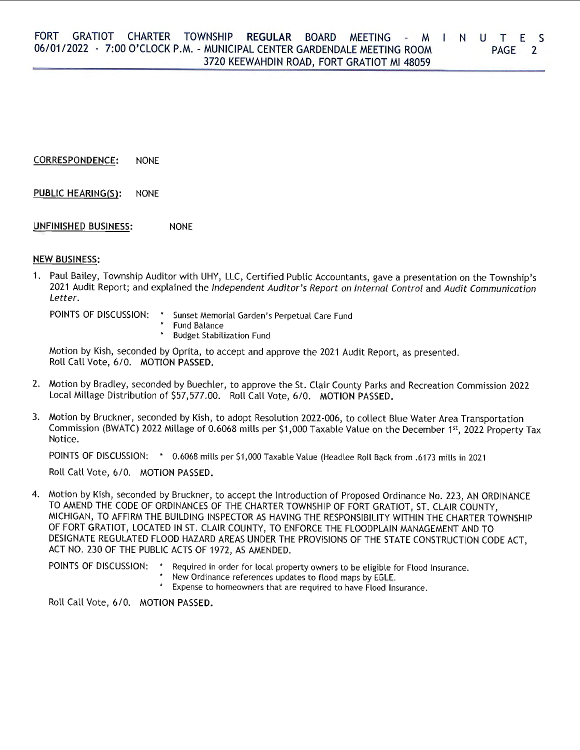**CORRESPONDENCE:** NONE

**PUBLIC HEARING(S):** NONE

**UNFINISHED BUSINESS:** NONE

**NEW BUSINESS:**

1. Paul Bailey, Township Auditor with UHY, LLC, Certified Public Accountants, gave a presentation on the Township's 2021 Audit Report; and explained the *Independent Auditor's Report on Internal Control* and *Audit Communication Letter*.

   POINTS OF DISCUSSION:
   * Sunset Memorial Garden's Perpetual Care Fund
   * Fund Balance
   * Budget Stabilization Fund

   Motion by Kish, seconded by Oprita, to accept and approve the 2021 Audit Report, as presented. Roll Call Vote, 6/0. **MOTION PASSED.**

2. Motion by Bradley, seconded by Buechler, to approve the St. Clair County Parks and Recreation Commission 2022 Local Millage Distribution of $57,577.00. Roll Call Vote, 6/0. **MOTION PASSED.**

3. Motion by Bruckner, seconded by Kish, to adopt Resolution 2022-006, to collect Blue Water Area Transportation Commission (BWATC) 2022 Millage of 0.6068 mills per $1,000 Taxable Value on the December 1st, 2022 Property Tax Notice.

   POINTS OF DISCUSSION:
   * 0.6068 mills per $1,000 Taxable Value (Headlee Roll Back from .6173 mills in 2021

   Roll Call Vote, 6/0. **MOTION PASSED.**

4. Motion by Kish, seconded by Bruckner, to accept the Introduction of Proposed Ordinance No. 223, AN ORDINANCE TO AMEND THE CODE OF ORDINANCES OF THE CHARTER TOWNSHIP OF FORT GRATIOT, ST. CLAIR COUNTY, MICHIGAN, TO AFFIRM THE BUILDING INSPECTOR AS HAVING THE RESPONSIBILITY WITHIN THE CHARTER TOWNSHIP OF FORT GRATIOT, LOCATED IN ST. CLAIR COUNTY, TO ENFORCE THE FLOODPLAIN MANAGEMENT AND TO DESIGNATE REGULATED FLOOD HAZARD AREAS UNDER THE PROVISIONS OF THE STATE CONSTRUCTION CODE ACT, ACT NO. 230 OF THE PUBLIC ACTS OF 1972, AS AMENDED.

   POINTS OF DISCUSSION:
   * Required in order for local property owners to be eligible for Flood Insurance.
   * New Ordinance references updates to flood maps by EGLE.
   * Expense to homeowners that are required to have Flood Insurance.

   Roll Call Vote, 6/0. **MOTION PASSED.**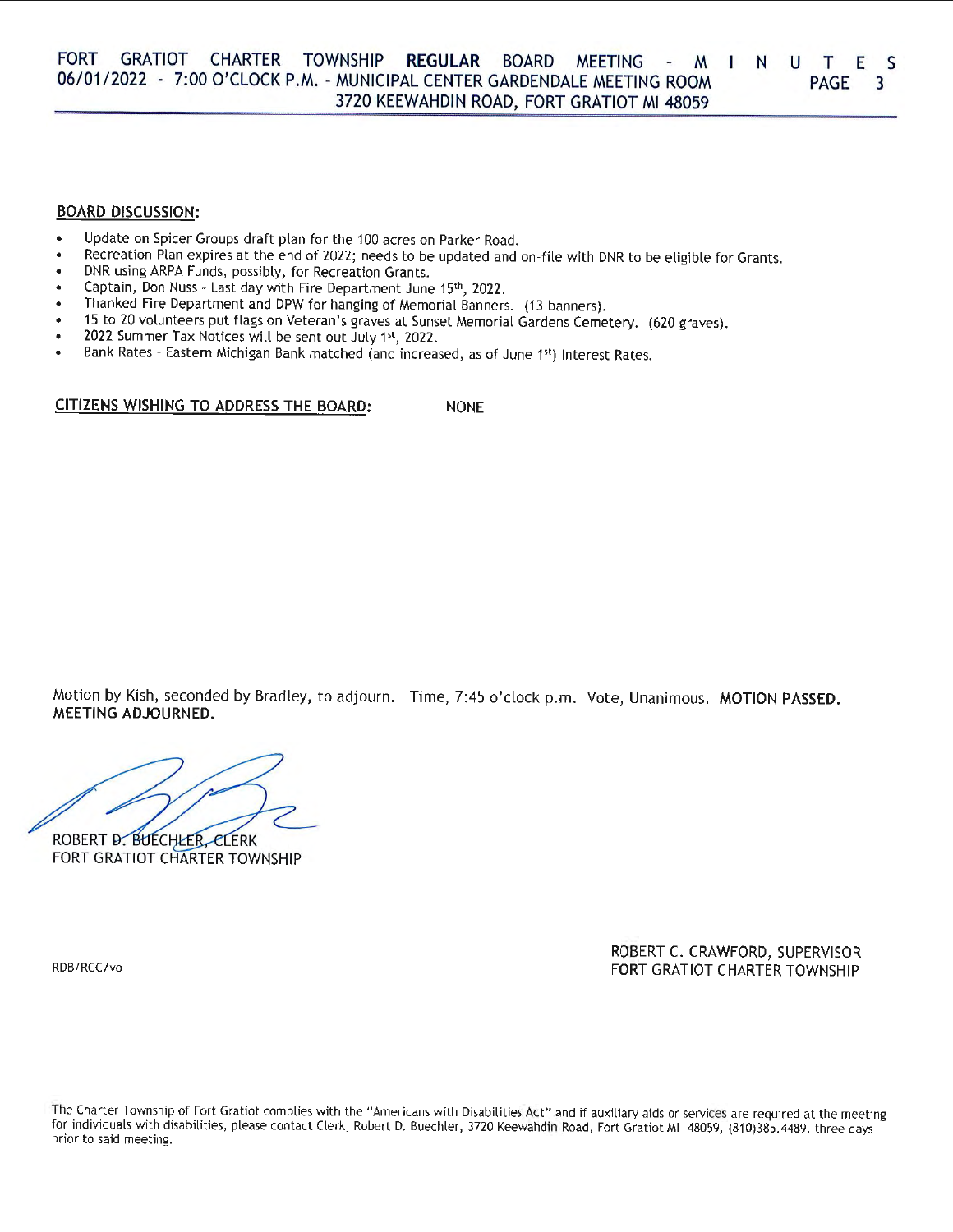**BOARD DISCUSSION:**

- Update on Spicer Groups draft plan for the 100 acres on Parker Road.
- Recreation Plan expires at the end of 2022; needs to be updated and on-file with DNR to be eligible for Grants.
- DNR using ARPA Funds, possibly, for Recreation Grants.
- Captain, Don Nuss - Last day with Fire Department June 15th, 2022.
- Thanked Fire Department and DPW for hanging of Memorial Banners. (13 banners).
- 15 to 20 volunteers put flags on Veteran's graves at Sunset Memorial Gardens Cemetery. (620 graves).
- 2022 Summer Tax Notices will be sent out July 1st, 2022.
- Bank Rates - Eastern Michigan Bank matched (and increased, as of June 1st) Interest Rates.

**CITIZENS WISHING TO ADDRESS THE BOARD:** NONE

Motion by Kish, seconded by Bradley, to adjourn. Time, 7:45 o'clock p.m. Vote, Unanimous. **MOTION PASSED. MEETING ADJOURNED.**

ROBERT D. BUECHLER, CLERK
FORT GRATIOT CHARTER TOWNSHIP

RDB/RCC/vo

ROBERT C. CRAWFORD, SUPERVISOR
FORT GRATIOT CHARTER TOWNSHIP

The Charter Township of Fort Gratiot complies with the "Americans with Disabilities Act" and if auxiliary aids or services are required at the meeting for individuals with disabilities, please contact Clerk, Robert D. Buechler, 3720 Keewahdin Road, Fort Gratiot MI 48059, (810)385.4489, three days prior to said meeting.